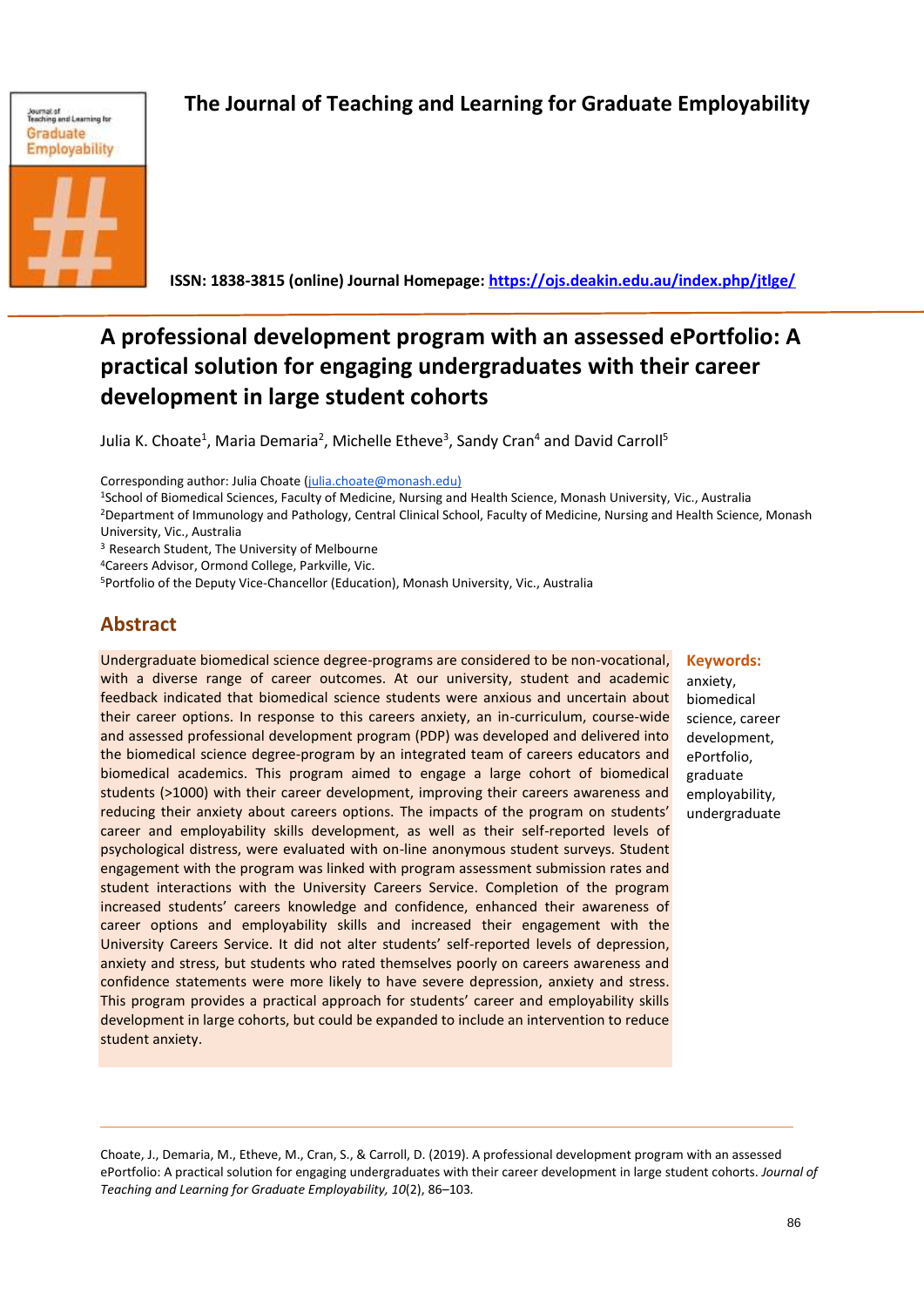The Journal of Teaching and Learning for Graduate Employability

ISSN: 1838-3815 (online) Journal Homepage: https://ojs.deakin.edu.au/index.php/jtlge/

# A professional development program with an assessed ePortfolio: A practical solution for engaging undergraduates with their career development in large student cohorts

Julia K. Choate[1], Maria Demaria[2], Michelle Etheve[3], Sandy Cran[4] and David Carroll[5]

Corresponding author: Julia Choate (julia.choate@monash.edu)
[1]School of Biomedical Sciences, Faculty of Medicine, Nursing and Health Science, Monash University, Vic., Australia
[2]Department of Immunology and Pathology, Central Clinical School, Faculty of Medicine, Nursing and Health Science, Monash University, Vic., Australia
[3] Research Student, The University of Melbourne
[4]Careers Advisor, Ormond College, Parkville, Vic.
[5]Portfolio of the Deputy Vice-Chancellor (Education), Monash University, Vic., Australia

## Abstract

Undergraduate biomedical science degree-programs are considered to be non-vocational, with a diverse range of career outcomes. At our university, student and academic feedback indicated that biomedical science students were anxious and uncertain about their career options. In response to this careers anxiety, an in-curriculum, course-wide and assessed professional development program (PDP) was developed and delivered into the biomedical science degree-program by an integrated team of careers educators and biomedical academics. This program aimed to engage a large cohort of biomedical students (>1000) with their career development, improving their careers awareness and reducing their anxiety about careers options. The impacts of the program on students' career and employability skills development, as well as their self-reported levels of psychological distress, were evaluated with on-line anonymous student surveys. Student engagement with the program was linked with program assessment submission rates and student interactions with the University Careers Service. Completion of the program increased students' careers knowledge and confidence, enhanced their awareness of career options and employability skills and increased their engagement with the University Careers Service. It did not alter students' self-reported levels of depression, anxiety and stress, but students who rated themselves poorly on careers awareness and confidence statements were more likely to have severe depression, anxiety and stress. This program provides a practical approach for students' career and employability skills development in large cohorts, but could be expanded to include an intervention to reduce student anxiety.

**Keywords:** anxiety, biomedical science, career development, ePortfolio, graduate employability, undergraduate

Choate, J., Demaria, M., Etheve, M., Cran, S., & Carroll, D. (2019). A professional development program with an assessed ePortfolio: A practical solution for engaging undergraduates with their career development in large student cohorts. *Journal of Teaching and Learning for Graduate Employability, 10*(2), 86–103.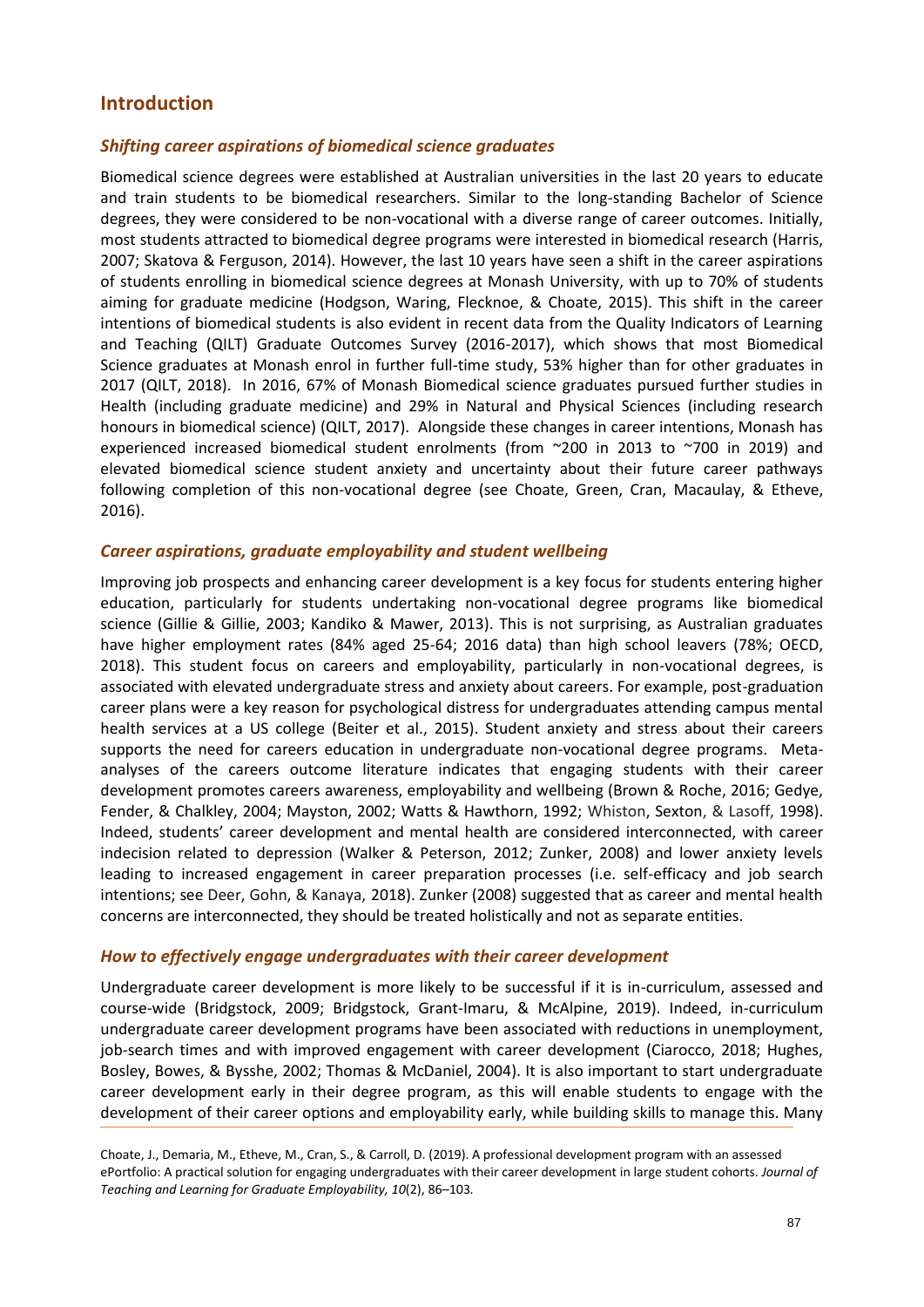## Introduction

### *Shifting career aspirations of biomedical science graduates*

Biomedical science degrees were established at Australian universities in the last 20 years to educate and train students to be biomedical researchers. Similar to the long-standing Bachelor of Science degrees, they were considered to be non-vocational with a diverse range of career outcomes. Initially, most students attracted to biomedical degree programs were interested in biomedical research (Harris, 2007; Skatova & Ferguson, 2014). However, the last 10 years have seen a shift in the career aspirations of students enrolling in biomedical science degrees at Monash University, with up to 70% of students aiming for graduate medicine (Hodgson, Waring, Flecknoe, & Choate, 2015). This shift in the career intentions of biomedical students is also evident in recent data from the Quality Indicators of Learning and Teaching (QILT) Graduate Outcomes Survey (2016-2017), which shows that most Biomedical Science graduates at Monash enrol in further full-time study, 53% higher than for other graduates in 2017 (QILT, 2018). In 2016, 67% of Monash Biomedical science graduates pursued further studies in Health (including graduate medicine) and 29% in Natural and Physical Sciences (including research honours in biomedical science) (QILT, 2017). Alongside these changes in career intentions, Monash has experienced increased biomedical student enrolments (from ~200 in 2013 to ~700 in 2019) and elevated biomedical science student anxiety and uncertainty about their future career pathways following completion of this non-vocational degree (see Choate, Green, Cran, Macaulay, & Etheve, 2016).

### *Career aspirations, graduate employability and student wellbeing*

Improving job prospects and enhancing career development is a key focus for students entering higher education, particularly for students undertaking non-vocational degree programs like biomedical science (Gillie & Gillie, 2003; Kandiko & Mawer, 2013). This is not surprising, as Australian graduates have higher employment rates (84% aged 25-64; 2016 data) than high school leavers (78%; OECD, 2018). This student focus on careers and employability, particularly in non-vocational degrees, is associated with elevated undergraduate stress and anxiety about careers. For example, post-graduation career plans were a key reason for psychological distress for undergraduates attending campus mental health services at a US college (Beiter et al., 2015). Student anxiety and stress about their careers supports the need for careers education in undergraduate non-vocational degree programs. Meta-analyses of the careers outcome literature indicates that engaging students with their career development promotes careers awareness, employability and wellbeing (Brown & Roche, 2016; Gedye, Fender, & Chalkley, 2004; Mayston, 2002; Watts & Hawthorn, 1992; Whiston, Sexton, & Lasoff, 1998). Indeed, students' career development and mental health are considered interconnected, with career indecision related to depression (Walker & Peterson, 2012; Zunker, 2008) and lower anxiety levels leading to increased engagement in career preparation processes (i.e. self-efficacy and job search intentions; see Deer, Gohn, & Kanaya, 2018). Zunker (2008) suggested that as career and mental health concerns are interconnected, they should be treated holistically and not as separate entities.

### *How to effectively engage undergraduates with their career development*

Undergraduate career development is more likely to be successful if it is in-curriculum, assessed and course-wide (Bridgstock, 2009; Bridgstock, Grant-Imaru, & McAlpine, 2019). Indeed, in-curriculum undergraduate career development programs have been associated with reductions in unemployment, job-search times and with improved engagement with career development (Ciarocco, 2018; Hughes, Bosley, Bowes, & Bysshe, 2002; Thomas & McDaniel, 2004). It is also important to start undergraduate career development early in their degree program, as this will enable students to engage with the development of their career options and employability early, while building skills to manage this. Many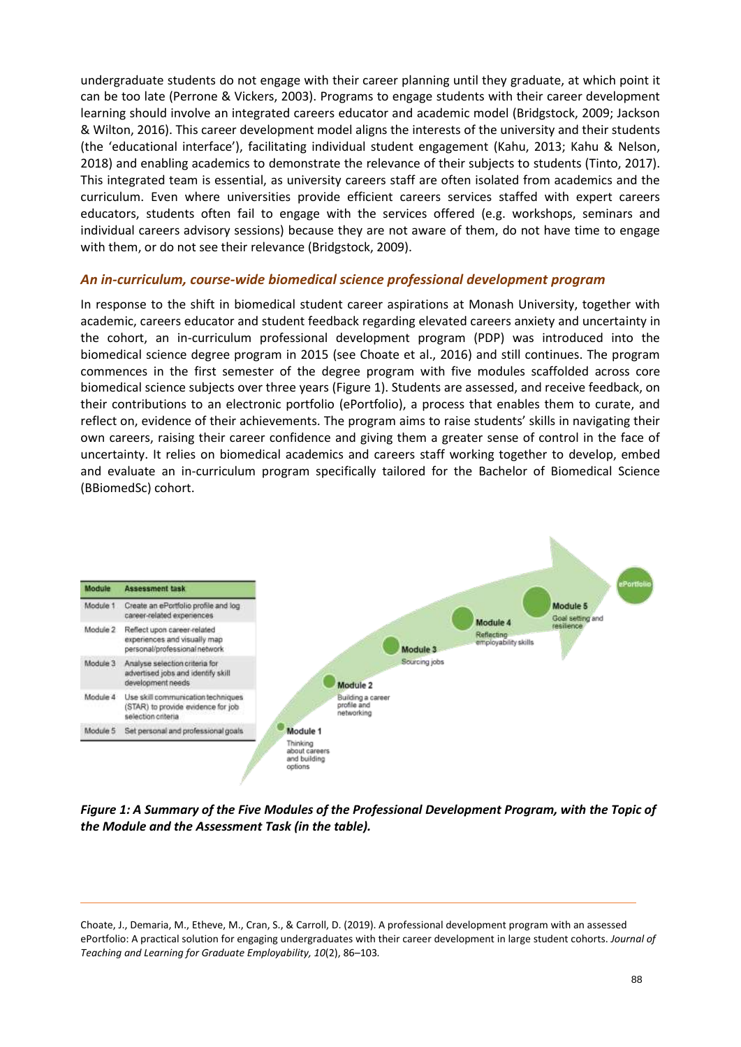undergraduate students do not engage with their career planning until they graduate, at which point it can be too late (Perrone & Vickers, 2003). Programs to engage students with their career development learning should involve an integrated careers educator and academic model (Bridgstock, 2009; Jackson & Wilton, 2016). This career development model aligns the interests of the university and their students (the 'educational interface'), facilitating individual student engagement (Kahu, 2013; Kahu & Nelson, 2018) and enabling academics to demonstrate the relevance of their subjects to students (Tinto, 2017). This integrated team is essential, as university careers staff are often isolated from academics and the curriculum. Even where universities provide efficient careers services staffed with expert careers educators, students often fail to engage with the services offered (e.g. workshops, seminars and individual careers advisory sessions) because they are not aware of them, do not have time to engage with them, or do not see their relevance (Bridgstock, 2009).

### *An in-curriculum, course-wide biomedical science professional development program*

In response to the shift in biomedical student career aspirations at Monash University, together with academic, careers educator and student feedback regarding elevated careers anxiety and uncertainty in the cohort, an in-curriculum professional development program (PDP) was introduced into the biomedical science degree program in 2015 (see Choate et al., 2016) and still continues. The program commences in the first semester of the degree program with five modules scaffolded across core biomedical science subjects over three years (Figure 1). Students are assessed, and receive feedback, on their contributions to an electronic portfolio (ePortfolio), a process that enables them to curate, and reflect on, evidence of their achievements. The program aims to raise students' skills in navigating their own careers, raising their career confidence and giving them a greater sense of control in the face of uncertainty. It relies on biomedical academics and careers staff working together to develop, embed and evaluate an in-curriculum program specifically tailored for the Bachelor of Biomedical Science (BBiomedSc) cohort.

| Module | Assessment task |
|---|---|
| Module 1 | Create an ePortfolio profile and log career-related experiences |
| Module 2 | Reflect upon career-related experiences and visually map personal/professional network |
| Module 3 | Analyse selection criteria for advertised jobs and identify skill development needs |
| Module 4 | Use skill communication techniques (STAR) to provide evidence for job selection criteria |
| Module 5 | Set personal and professional goals |

Module 1 – Thinking about careers and building options
Module 2 – Building a career profile and networking
Module 3 – Sourcing jobs
Module 4 – Reflecting employability skills
Module 5 – Goal setting and resilience
ePortfolio

*Figure 1: A Summary of the Five Modules of the Professional Development Program, with the Topic of the Module and the Assessment Task (in the table).*

Choate, J., Demaria, M., Etheve, M., Cran, S., & Carroll, D. (2019). A professional development program with an assessed ePortfolio: A practical solution for engaging undergraduates with their career development in large student cohorts. *Journal of Teaching and Learning for Graduate Employability, 10*(2), 86–103.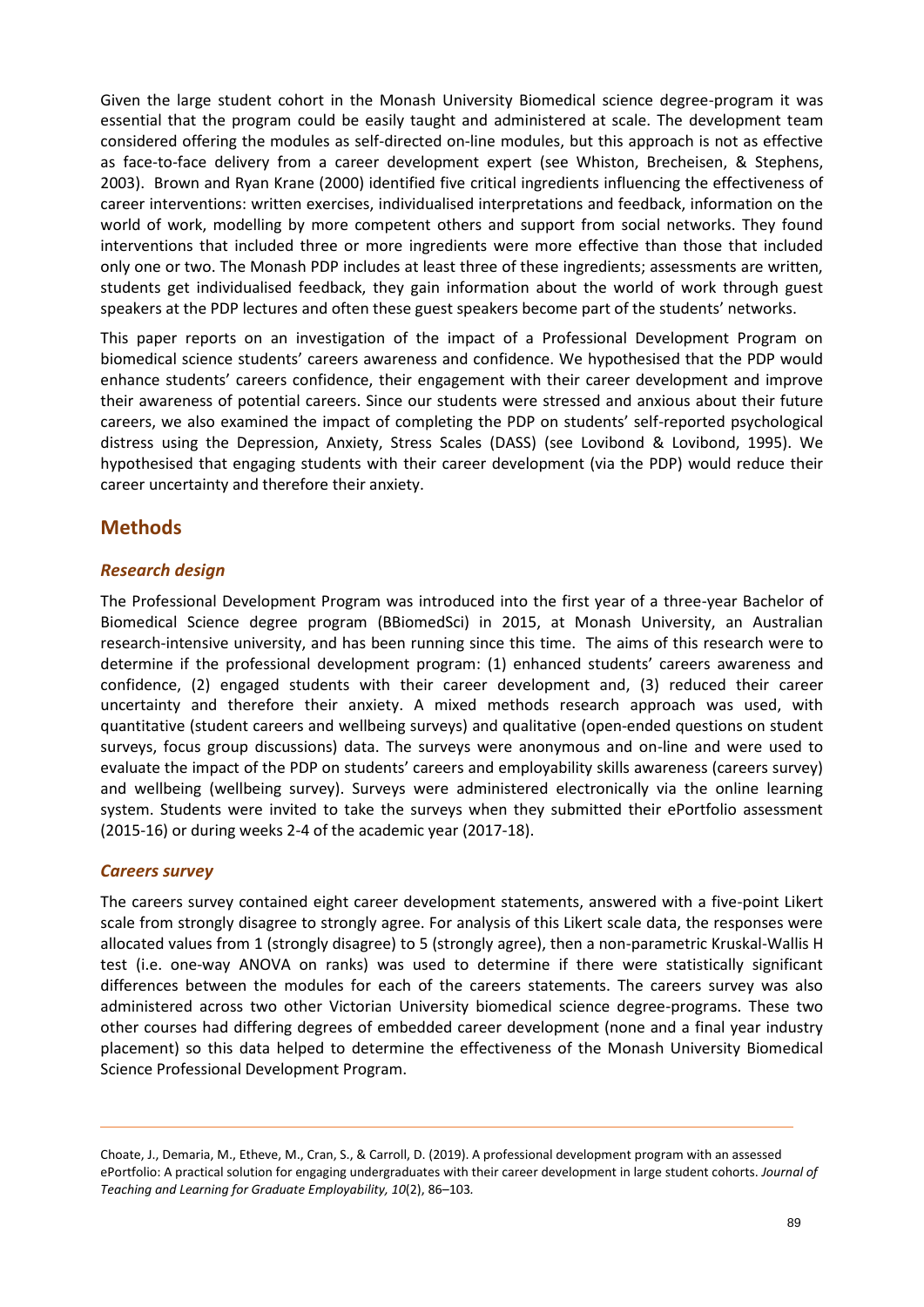Given the large student cohort in the Monash University Biomedical science degree-program it was essential that the program could be easily taught and administered at scale. The development team considered offering the modules as self-directed on-line modules, but this approach is not as effective as face-to-face delivery from a career development expert (see Whiston, Brecheisen, & Stephens, 2003). Brown and Ryan Krane (2000) identified five critical ingredients influencing the effectiveness of career interventions: written exercises, individualised interpretations and feedback, information on the world of work, modelling by more competent others and support from social networks. They found interventions that included three or more ingredients were more effective than those that included only one or two. The Monash PDP includes at least three of these ingredients; assessments are written, students get individualised feedback, they gain information about the world of work through guest speakers at the PDP lectures and often these guest speakers become part of the students' networks.

This paper reports on an investigation of the impact of a Professional Development Program on biomedical science students' careers awareness and confidence. We hypothesised that the PDP would enhance students' careers confidence, their engagement with their career development and improve their awareness of potential careers. Since our students were stressed and anxious about their future careers, we also examined the impact of completing the PDP on students' self-reported psychological distress using the Depression, Anxiety, Stress Scales (DASS) (see Lovibond & Lovibond, 1995). We hypothesised that engaging students with their career development (via the PDP) would reduce their career uncertainty and therefore their anxiety.

## Methods

### *Research design*

The Professional Development Program was introduced into the first year of a three-year Bachelor of Biomedical Science degree program (BBiomedSci) in 2015, at Monash University, an Australian research-intensive university, and has been running since this time. The aims of this research were to determine if the professional development program: (1) enhanced students' careers awareness and confidence, (2) engaged students with their career development and, (3) reduced their career uncertainty and therefore their anxiety. A mixed methods research approach was used, with quantitative (student careers and wellbeing surveys) and qualitative (open-ended questions on student surveys, focus group discussions) data. The surveys were anonymous and on-line and were used to evaluate the impact of the PDP on students' careers and employability skills awareness (careers survey) and wellbeing (wellbeing survey). Surveys were administered electronically via the online learning system. Students were invited to take the surveys when they submitted their ePortfolio assessment (2015-16) or during weeks 2-4 of the academic year (2017-18).

### *Careers survey*

The careers survey contained eight career development statements, answered with a five-point Likert scale from strongly disagree to strongly agree. For analysis of this Likert scale data, the responses were allocated values from 1 (strongly disagree) to 5 (strongly agree), then a non-parametric Kruskal-Wallis H test (i.e. one-way ANOVA on ranks) was used to determine if there were statistically significant differences between the modules for each of the careers statements. The careers survey was also administered across two other Victorian University biomedical science degree-programs. These two other courses had differing degrees of embedded career development (none and a final year industry placement) so this data helped to determine the effectiveness of the Monash University Biomedical Science Professional Development Program.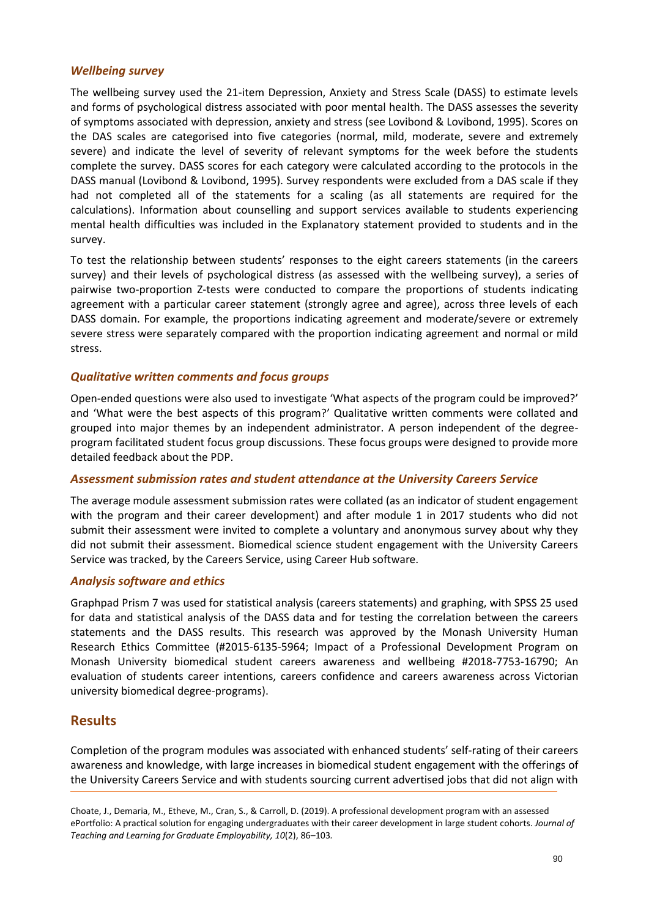### *Wellbeing survey*

The wellbeing survey used the 21-item Depression, Anxiety and Stress Scale (DASS) to estimate levels and forms of psychological distress associated with poor mental health. The DASS assesses the severity of symptoms associated with depression, anxiety and stress (see Lovibond & Lovibond, 1995). Scores on the DAS scales are categorised into five categories (normal, mild, moderate, severe and extremely severe) and indicate the level of severity of relevant symptoms for the week before the students complete the survey. DASS scores for each category were calculated according to the protocols in the DASS manual (Lovibond & Lovibond, 1995). Survey respondents were excluded from a DAS scale if they had not completed all of the statements for a scaling (as all statements are required for the calculations). Information about counselling and support services available to students experiencing mental health difficulties was included in the Explanatory statement provided to students and in the survey.

To test the relationship between students' responses to the eight careers statements (in the careers survey) and their levels of psychological distress (as assessed with the wellbeing survey), a series of pairwise two-proportion Z-tests were conducted to compare the proportions of students indicating agreement with a particular career statement (strongly agree and agree), across three levels of each DASS domain. For example, the proportions indicating agreement and moderate/severe or extremely severe stress were separately compared with the proportion indicating agreement and normal or mild stress.

### *Qualitative written comments and focus groups*

Open-ended questions were also used to investigate 'What aspects of the program could be improved?' and 'What were the best aspects of this program?' Qualitative written comments were collated and grouped into major themes by an independent administrator. A person independent of the degree-program facilitated student focus group discussions. These focus groups were designed to provide more detailed feedback about the PDP.

### *Assessment submission rates and student attendance at the University Careers Service*

The average module assessment submission rates were collated (as an indicator of student engagement with the program and their career development) and after module 1 in 2017 students who did not submit their assessment were invited to complete a voluntary and anonymous survey about why they did not submit their assessment. Biomedical science student engagement with the University Careers Service was tracked, by the Careers Service, using Career Hub software.

### *Analysis software and ethics*

Graphpad Prism 7 was used for statistical analysis (careers statements) and graphing, with SPSS 25 used for data and statistical analysis of the DASS data and for testing the correlation between the careers statements and the DASS results. This research was approved by the Monash University Human Research Ethics Committee (#2015-6135-5964; Impact of a Professional Development Program on Monash University biomedical student careers awareness and wellbeing #2018-7753-16790; An evaluation of students career intentions, careers confidence and careers awareness across Victorian university biomedical degree-programs).

## Results

Completion of the program modules was associated with enhanced students' self-rating of their careers awareness and knowledge, with large increases in biomedical student engagement with the offerings of the University Careers Service and with students sourcing current advertised jobs that did not align with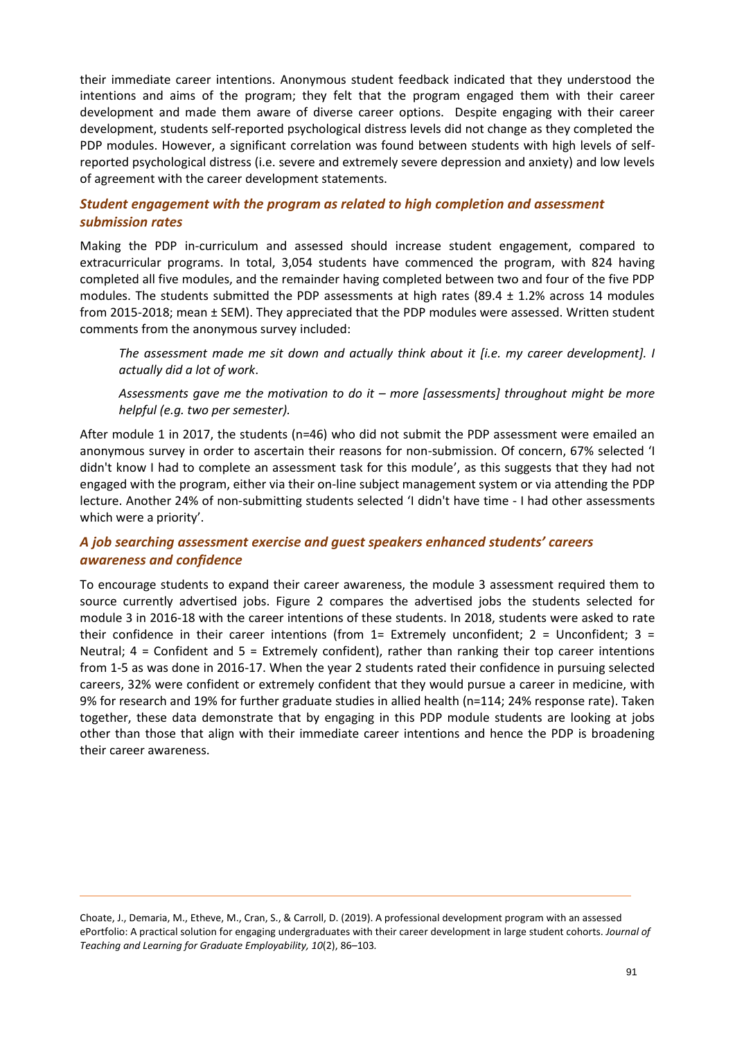their immediate career intentions. Anonymous student feedback indicated that they understood the intentions and aims of the program; they felt that the program engaged them with their career development and made them aware of diverse career options. Despite engaging with their career development, students self-reported psychological distress levels did not change as they completed the PDP modules. However, a significant correlation was found between students with high levels of self-reported psychological distress (i.e. severe and extremely severe depression and anxiety) and low levels of agreement with the career development statements.

### *Student engagement with the program as related to high completion and assessment submission rates*

Making the PDP in-curriculum and assessed should increase student engagement, compared to extracurricular programs. In total, 3,054 students have commenced the program, with 824 having completed all five modules, and the remainder having completed between two and four of the five PDP modules. The students submitted the PDP assessments at high rates (89.4 ± 1.2% across 14 modules from 2015-2018; mean ± SEM). They appreciated that the PDP modules were assessed. Written student comments from the anonymous survey included:

> *The assessment made me sit down and actually think about it [i.e. my career development]. I actually did a lot of work*.
>
> *Assessments gave me the motivation to do it – more [assessments] throughout might be more helpful (e.g. two per semester).*

After module 1 in 2017, the students (n=46) who did not submit the PDP assessment were emailed an anonymous survey in order to ascertain their reasons for non-submission. Of concern, 67% selected 'I didn't know I had to complete an assessment task for this module', as this suggests that they had not engaged with the program, either via their on-line subject management system or via attending the PDP lecture. Another 24% of non-submitting students selected 'I didn't have time - I had other assessments which were a priority'.

### *A job searching assessment exercise and guest speakers enhanced students' careers awareness and confidence*

To encourage students to expand their career awareness, the module 3 assessment required them to source currently advertised jobs. Figure 2 compares the advertised jobs the students selected for module 3 in 2016-18 with the career intentions of these students. In 2018, students were asked to rate their confidence in their career intentions (from 1= Extremely unconfident; 2 = Unconfident; 3 = Neutral; 4 = Confident and 5 = Extremely confident), rather than ranking their top career intentions from 1-5 as was done in 2016-17. When the year 2 students rated their confidence in pursuing selected careers, 32% were confident or extremely confident that they would pursue a career in medicine, with 9% for research and 19% for further graduate studies in allied health (n=114; 24% response rate). Taken together, these data demonstrate that by engaging in this PDP module students are looking at jobs other than those that align with their immediate career intentions and hence the PDP is broadening their career awareness.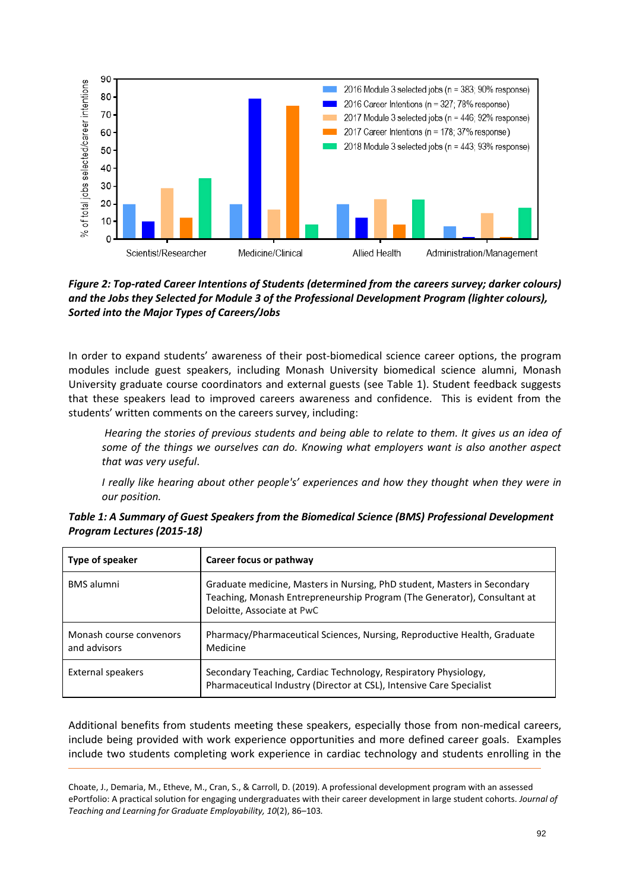*Figure 2: Top-rated Career Intentions of Students (determined from the careers survey; darker colours) and the Jobs they Selected for Module 3 of the Professional Development Program (lighter colours), Sorted into the Major Types of Careers/Jobs*

In order to expand students' awareness of their post-biomedical science career options, the program modules include guest speakers, including Monash University biomedical science alumni, Monash University graduate course coordinators and external guests (see Table 1). Student feedback suggests that these speakers lead to improved careers awareness and confidence. This is evident from the students' written comments on the careers survey, including:

> *Hearing the stories of previous students and being able to relate to them. It gives us an idea of some of the things we ourselves can do. Knowing what employers want is also another aspect that was very useful.*
>
> *I really like hearing about other people's' experiences and how they thought when they were in our position.*

***Table 1: A Summary of Guest Speakers from the Biomedical Science (BMS) Professional Development Program Lectures (2015-18)***

| Type of speaker | Career focus or pathway |
|---|---|
| BMS alumni | Graduate medicine, Masters in Nursing, PhD student, Masters in Secondary Teaching, Monash Entrepreneurship Program (The Generator), Consultant at Deloitte, Associate at PwC |
| Monash course convenors and advisors | Pharmacy/Pharmaceutical Sciences, Nursing, Reproductive Health, Graduate Medicine |
| External speakers | Secondary Teaching, Cardiac Technology, Respiratory Physiology, Pharmaceutical Industry (Director at CSL), Intensive Care Specialist |

Additional benefits from students meeting these speakers, especially those from non-medical careers, include being provided with work experience opportunities and more defined career goals. Examples include two students completing work experience in cardiac technology and students enrolling in the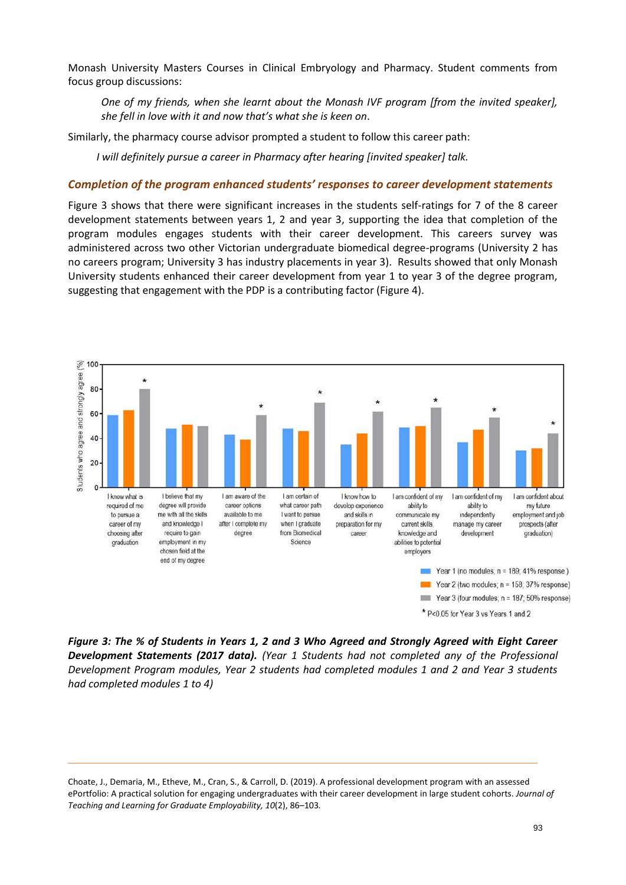Monash University Masters Courses in Clinical Embryology and Pharmacy. Student comments from focus group discussions:

> *One of my friends, when she learnt about the Monash IVF program [from the invited speaker], she fell in love with it and now that's what she is keen on.*

Similarly, the pharmacy course advisor prompted a student to follow this career path:

> *I will definitely pursue a career in Pharmacy after hearing [invited speaker] talk.*

### *Completion of the program enhanced students' responses to career development statements*

Figure 3 shows that there were significant increases in the students self-ratings for 7 of the 8 career development statements between years 1, 2 and year 3, supporting the idea that completion of the program modules engages students with their career development. This careers survey was administered across two other Victorian undergraduate biomedical degree-programs (University 2 has no careers program; University 3 has industry placements in year 3). Results showed that only Monash University students enhanced their career development from year 1 to year 3 of the degree program, suggesting that engagement with the PDP is a contributing factor (Figure 4).

Students who agree and strongly agree (%)

| Statement | Year 1 | Year 2 | Year 3 |
|---|---|---|---|
| I know what is required of me to pursue a career of my choosing after graduation | 59 | 63 | 80* |
| I believe that my degree will provide me with all the skills and knowledge I require to gain employment in my chosen field at the end of my degree | 48 | 51 | 50 |
| I am aware of the career options available to me after I complete my degree | 43 | 39 | 59* |
| I am certain of what career path I want to pursue when I graduate from Biomedical Science | 48 | 46 | 69* |
| I know how to develop experience and skills in preparation for my career | 35 | 44 | 62* |
| I am confident of my ability to communicate my current skills, knowledge and abilities to potential employers | 49 | 50 | 65* |
| I am confident of my ability to independently manage my career development | 37 | 47 | 57* |
| I am confident about my future employment and job prospects (after graduation) | 30 | 32 | 44* |

Year 1 (no modules; n = 189; 41% response)
Year 2 (two modules; n = 158; 37% response)
Year 3 (four modules; n = 187; 50% response)
* $P<0.05$ for Year 3 vs Years 1 and 2

***Figure 3: The % of Students in Years 1, 2 and 3 Who Agreed and Strongly Agreed with Eight Career Development Statements (2017 data).*** *(Year 1 Students had not completed any of the Professional Development Program modules, Year 2 students had completed modules 1 and 2 and Year 3 students had completed modules 1 to 4)*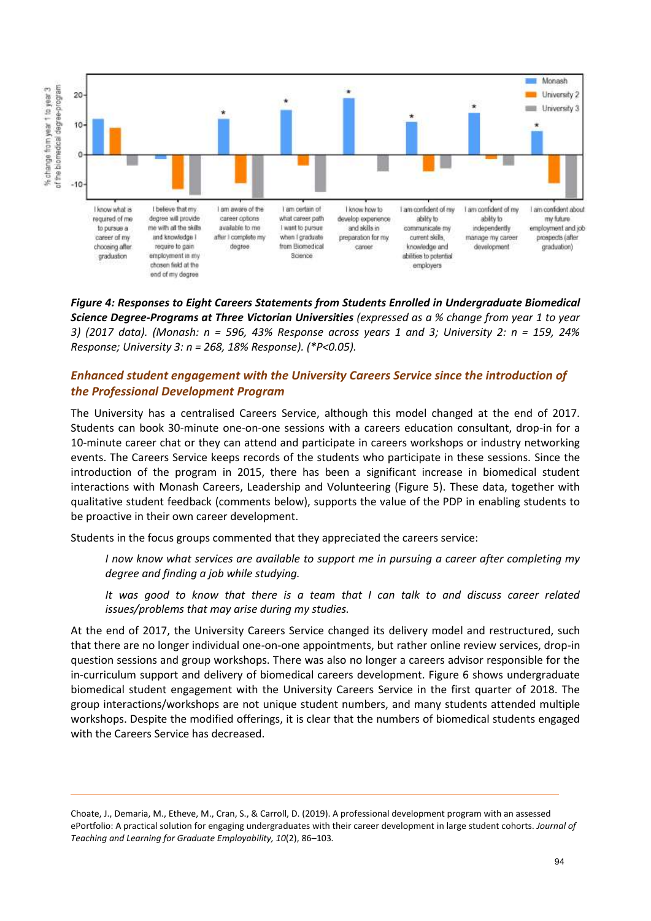**Figure 4: Responses to Eight Careers Statements from Students Enrolled in Undergraduate Biomedical Science Degree-Programs at Three Victorian Universities** *(expressed as a % change from year 1 to year 3) (2017 data). (Monash: n = 596, 43% Response across years 1 and 3; University 2: n = 159, 24% Response; University 3: n = 268, 18% Response). (\*P<0.05).*

## *Enhanced student engagement with the University Careers Service since the introduction of the Professional Development Program*

The University has a centralised Careers Service, although this model changed at the end of 2017. Students can book 30-minute one-on-one sessions with a careers education consultant, drop-in for a 10-minute career chat or they can attend and participate in careers workshops or industry networking events. The Careers Service keeps records of the students who participate in these sessions. Since the introduction of the program in 2015, there has been a significant increase in biomedical student interactions with Monash Careers, Leadership and Volunteering (Figure 5). These data, together with qualitative student feedback (comments below), supports the value of the PDP in enabling students to be proactive in their own career development.

Students in the focus groups commented that they appreciated the careers service:

> *I now know what services are available to support me in pursuing a career after completing my degree and finding a job while studying.*

> *It was good to know that there is a team that I can talk to and discuss career related issues/problems that may arise during my studies.*

At the end of 2017, the University Careers Service changed its delivery model and restructured, such that there are no longer individual one-on-one appointments, but rather online review services, drop-in question sessions and group workshops. There was also no longer a careers advisor responsible for the in-curriculum support and delivery of biomedical careers development. Figure 6 shows undergraduate biomedical student engagement with the University Careers Service in the first quarter of 2018. The group interactions/workshops are not unique student numbers, and many students attended multiple workshops. Despite the modified offerings, it is clear that the numbers of biomedical students engaged with the Careers Service has decreased.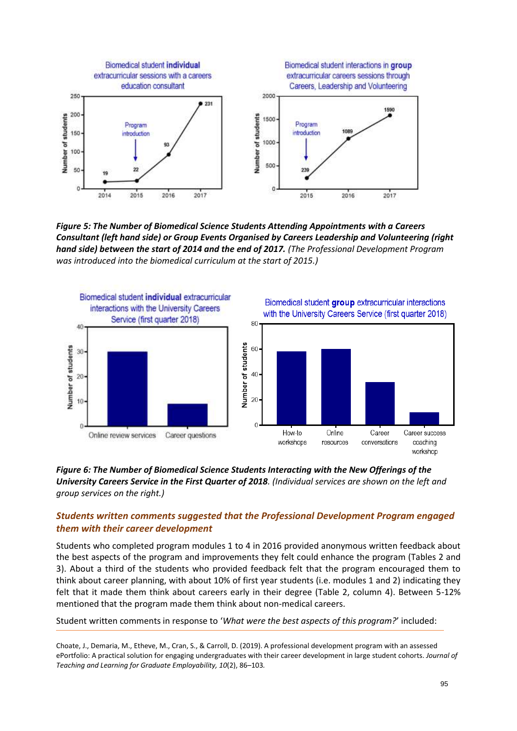**Figure 5: The Number of Biomedical Science Students Attending Appointments with a Careers Consultant (left hand side) or Group Events Organised by Careers Leadership and Volunteering (right hand side) between the start of 2014 and the end of 2017.** *(The Professional Development Program was introduced into the biomedical curriculum at the start of 2015.)*

**Figure 6: The Number of Biomedical Science Students Interacting with the New Offerings of the University Careers Service in the First Quarter of 2018**. *(Individual services are shown on the left and group services on the right.)*

### *Students written comments suggested that the Professional Development Program engaged them with their career development*

Students who completed program modules 1 to 4 in 2016 provided anonymous written feedback about the best aspects of the program and improvements they felt could enhance the program (Tables 2 and 3). About a third of the students who provided feedback felt that the program encouraged them to think about career planning, with about 10% of first year students (i.e. modules 1 and 2) indicating they felt that it made them think about careers early in their degree (Table 2, column 4). Between 5-12% mentioned that the program made them think about non-medical careers.

Student written comments in response to '*What were the best aspects of this program?*' included: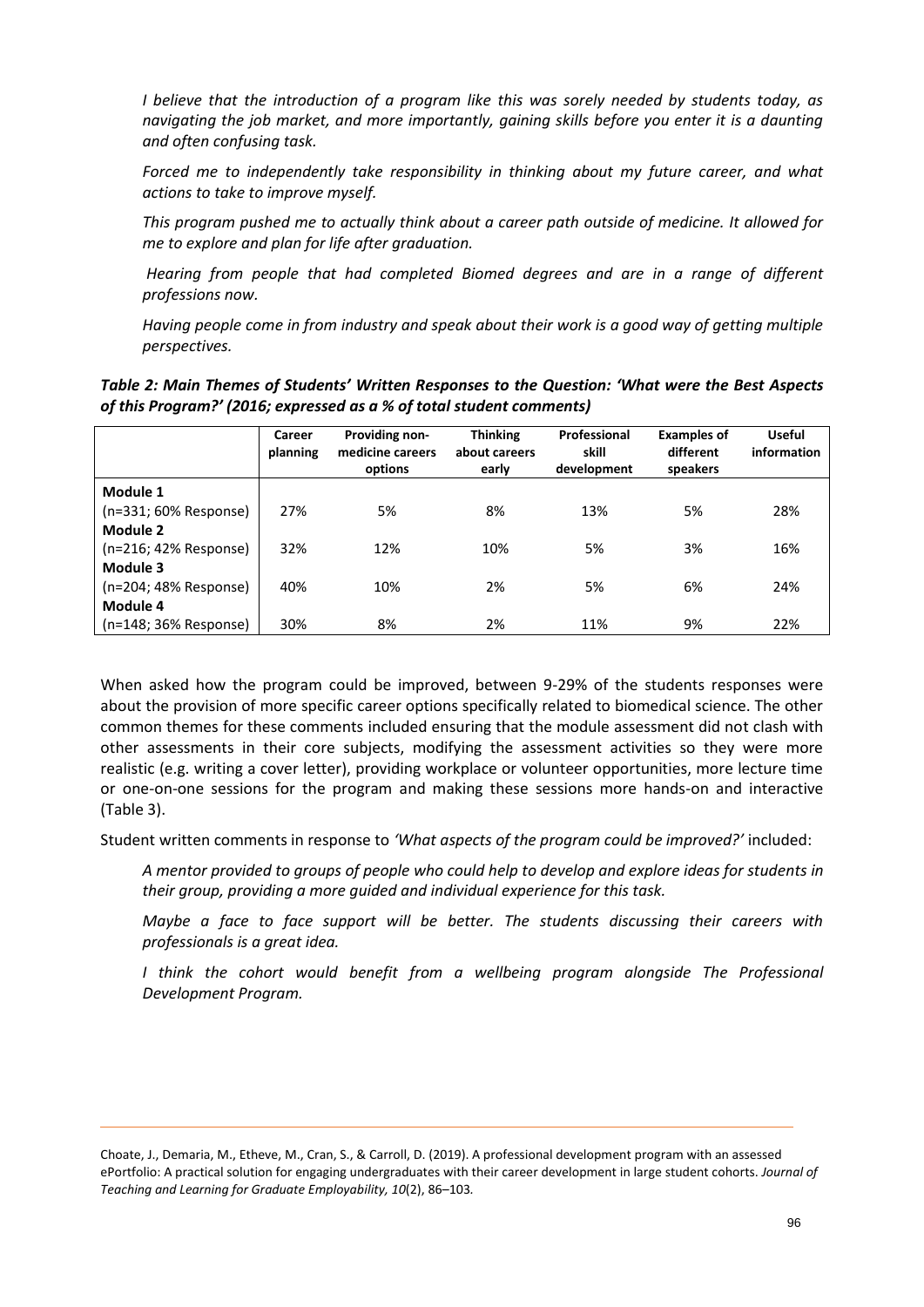*I believe that the introduction of a program like this was sorely needed by students today, as navigating the job market, and more importantly, gaining skills before you enter it is a daunting and often confusing task.*

*Forced me to independently take responsibility in thinking about my future career, and what actions to take to improve myself.*

*This program pushed me to actually think about a career path outside of medicine. It allowed for me to explore and plan for life after graduation.*

*Hearing from people that had completed Biomed degrees and are in a range of different professions now.*

*Having people come in from industry and speak about their work is a good way of getting multiple perspectives.*

***Table 2: Main Themes of Students' Written Responses to the Question: 'What were the Best Aspects of this Program?' (2016; expressed as a % of total student comments)***

| | Career planning | Providing non-medicine careers options | Thinking about careers early | Professional skill development | Examples of different speakers | Useful information |
|---|---|---|---|---|---|---|
| **Module 1** (n=331; 60% Response) | 27% | 5% | 8% | 13% | 5% | 28% |
| **Module 2** (n=216; 42% Response) | 32% | 12% | 10% | 5% | 3% | 16% |
| **Module 3** (n=204; 48% Response) | 40% | 10% | 2% | 5% | 6% | 24% |
| **Module 4** (n=148; 36% Response) | 30% | 8% | 2% | 11% | 9% | 22% |

When asked how the program could be improved, between 9-29% of the students responses were about the provision of more specific career options specifically related to biomedical science. The other common themes for these comments included ensuring that the module assessment did not clash with other assessments in their core subjects, modifying the assessment activities so they were more realistic (e.g. writing a cover letter), providing workplace or volunteer opportunities, more lecture time or one-on-one sessions for the program and making these sessions more hands-on and interactive (Table 3).

Student written comments in response to *'What aspects of the program could be improved?'* included:

*A mentor provided to groups of people who could help to develop and explore ideas for students in their group, providing a more guided and individual experience for this task.*

*Maybe a face to face support will be better. The students discussing their careers with professionals is a great idea.*

*I think the cohort would benefit from a wellbeing program alongside The Professional Development Program.*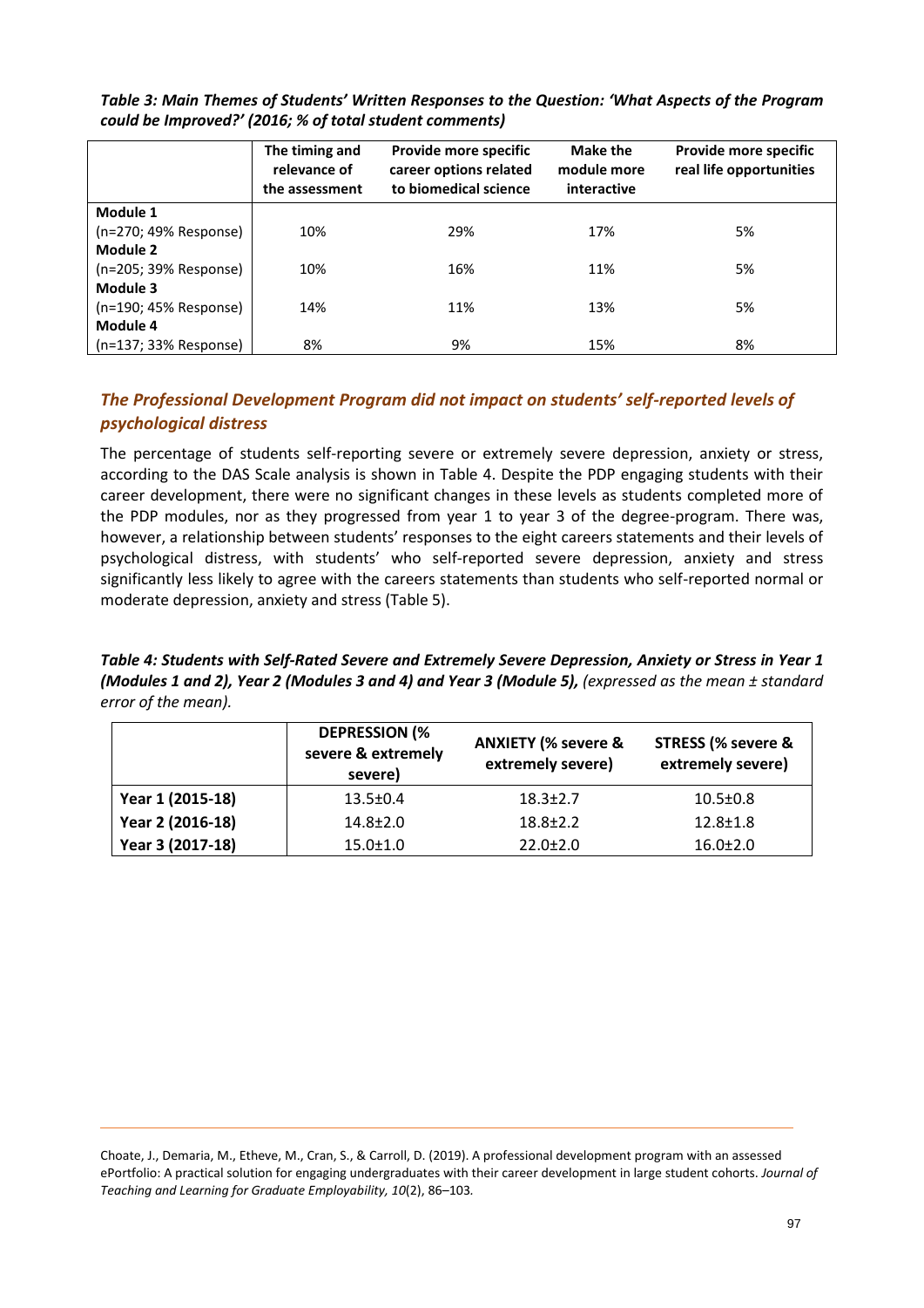***Table 3: Main Themes of Students' Written Responses to the Question: 'What Aspects of the Program could be Improved?' (2016; % of total student comments)***

| | The timing and relevance of the assessment | Provide more specific career options related to biomedical science | Make the module more interactive | Provide more specific real life opportunities |
|---|---|---|---|---|
| **Module 1** (n=270; 49% Response) | 10% | 29% | 17% | 5% |
| **Module 2** (n=205; 39% Response) | 10% | 16% | 11% | 5% |
| **Module 3** (n=190; 45% Response) | 14% | 11% | 13% | 5% |
| **Module 4** (n=137; 33% Response) | 8% | 9% | 15% | 8% |

## *The Professional Development Program did not impact on students' self-reported levels of psychological distress*

The percentage of students self-reporting severe or extremely severe depression, anxiety or stress, according to the DAS Scale analysis is shown in Table 4. Despite the PDP engaging students with their career development, there were no significant changes in these levels as students completed more of the PDP modules, nor as they progressed from year 1 to year 3 of the degree-program. There was, however, a relationship between students' responses to the eight careers statements and their levels of psychological distress, with students' who self-reported severe depression, anxiety and stress significantly less likely to agree with the careers statements than students who self-reported normal or moderate depression, anxiety and stress (Table 5).

***Table 4: Students with Self-Rated Severe and Extremely Severe Depression, Anxiety or Stress in Year 1 (Modules 1 and 2), Year 2 (Modules 3 and 4) and Year 3 (Module 5),*** *(expressed as the mean ± standard error of the mean).*

| | DEPRESSION (% severe & extremely severe) | ANXIETY (% severe & extremely severe) | STRESS (% severe & extremely severe) |
|---|---|---|---|
| **Year 1 (2015-18)** | 13.5±0.4 | 18.3±2.7 | 10.5±0.8 |
| **Year 2 (2016-18)** | 14.8±2.0 | 18.8±2.2 | 12.8±1.8 |
| **Year 3 (2017-18)** | 15.0±1.0 | 22.0±2.0 | 16.0±2.0 |

Choate, J., Demaria, M., Etheve, M., Cran, S., & Carroll, D. (2019). A professional development program with an assessed ePortfolio: A practical solution for engaging undergraduates with their career development in large student cohorts. *Journal of Teaching and Learning for Graduate Employability, 10*(2), 86–103.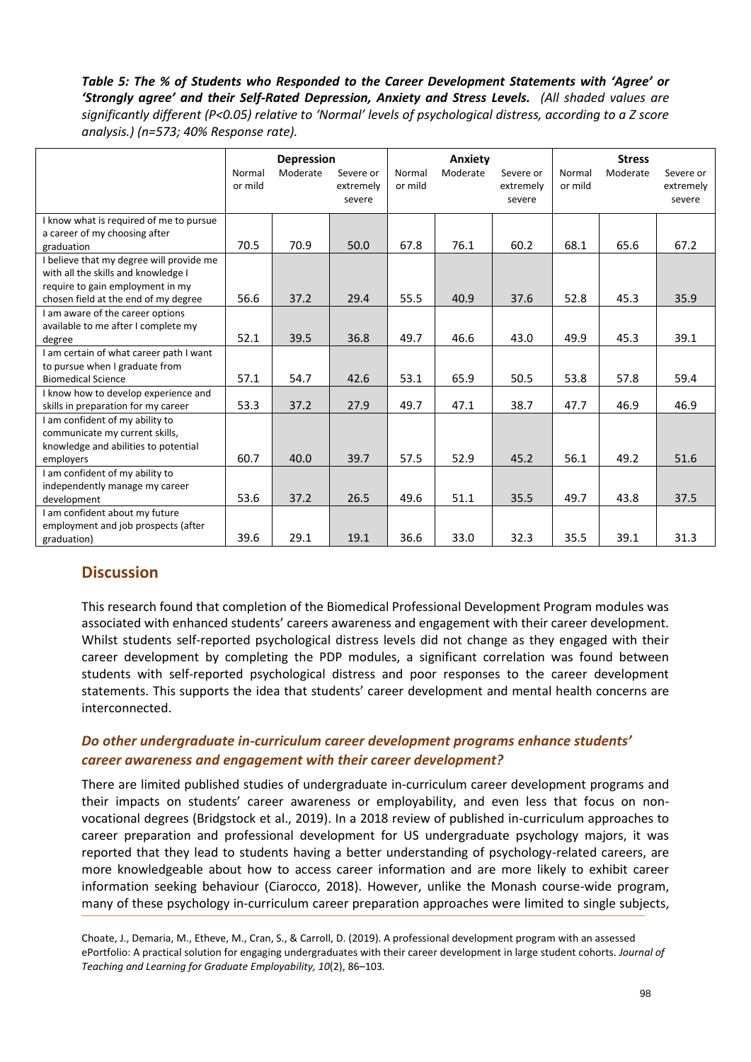*Table 5: The % of Students who Responded to the Career Development Statements with 'Agree' or 'Strongly agree' and their Self-Rated Depression, Anxiety and Stress Levels. (All shaded values are significantly different (P<0.05) relative to 'Normal' levels of psychological distress, according to a Z score analysis.) (n=573; 40% Response rate).*

| | Depression | | | Anxiety | | | Stress | | |
|---|---|---|---|---|---|---|---|---|---|
| | Normal or mild | Moderate | Severe or extremely severe | Normal or mild | Moderate | Severe or extremely severe | Normal or mild | Moderate | Severe or extremely severe |
| I know what is required of me to pursue a career of my choosing after graduation | 70.5 | 70.9 | 50.0 | 67.8 | 76.1 | 60.2 | 68.1 | 65.6 | 67.2 |
| I believe that my degree will provide me with all the skills and knowledge I require to gain employment in my chosen field at the end of my degree | 56.6 | 37.2 | 29.4 | 55.5 | 40.9 | 37.6 | 52.8 | 45.3 | 35.9 |
| I am aware of the career options available to me after I complete my degree | 52.1 | 39.5 | 36.8 | 49.7 | 46.6 | 43.0 | 49.9 | 45.3 | 39.1 |
| I am certain of what career path I want to pursue when I graduate from Biomedical Science | 57.1 | 54.7 | 42.6 | 53.1 | 65.9 | 50.5 | 53.8 | 57.8 | 59.4 |
| I know how to develop experience and skills in preparation for my career | 53.3 | 37.2 | 27.9 | 49.7 | 47.1 | 38.7 | 47.7 | 46.9 | 46.9 |
| I am confident of my ability to communicate my current skills, knowledge and abilities to potential employers | 60.7 | 40.0 | 39.7 | 57.5 | 52.9 | 45.2 | 56.1 | 49.2 | 51.6 |
| I am confident of my ability to independently manage my career development | 53.6 | 37.2 | 26.5 | 49.6 | 51.1 | 35.5 | 49.7 | 43.8 | 37.5 |
| I am confident about my future employment and job prospects (after graduation) | 39.6 | 29.1 | 19.1 | 36.6 | 33.0 | 32.3 | 35.5 | 39.1 | 31.3 |

## Discussion

This research found that completion of the Biomedical Professional Development Program modules was associated with enhanced students' careers awareness and engagement with their career development. Whilst students self-reported psychological distress levels did not change as they engaged with their career development by completing the PDP modules, a significant correlation was found between students with self-reported psychological distress and poor responses to the career development statements. This supports the idea that students' career development and mental health concerns are interconnected.

### *Do other undergraduate in-curriculum career development programs enhance students' career awareness and engagement with their career development?*

There are limited published studies of undergraduate in-curriculum career development programs and their impacts on students' career awareness or employability, and even less that focus on non-vocational degrees (Bridgstock et al., 2019). In a 2018 review of published in-curriculum approaches to career preparation and professional development for US undergraduate psychology majors, it was reported that they lead to students having a better understanding of psychology-related careers, are more knowledgeable about how to access career information and are more likely to exhibit career information seeking behaviour (Ciarocco, 2018). However, unlike the Monash course-wide program, many of these psychology in-curriculum career preparation approaches were limited to single subjects,

Choate, J., Demaria, M., Etheve, M., Cran, S., & Carroll, D. (2019). A professional development program with an assessed ePortfolio: A practical solution for engaging undergraduates with their career development in large student cohorts. *Journal of Teaching and Learning for Graduate Employability, 10*(2), 86–103.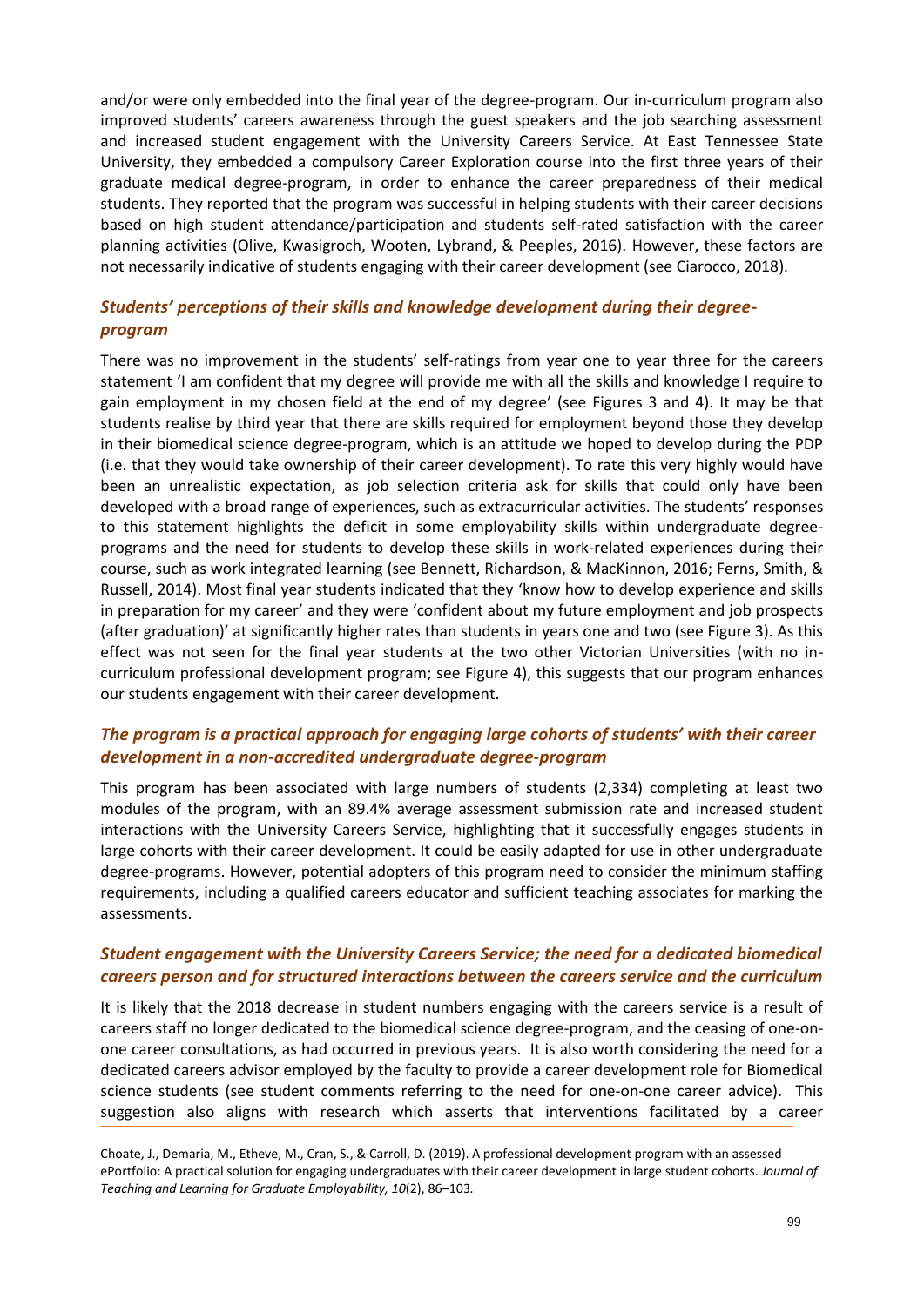and/or were only embedded into the final year of the degree-program. Our in-curriculum program also improved students' careers awareness through the guest speakers and the job searching assessment and increased student engagement with the University Careers Service. At East Tennessee State University, they embedded a compulsory Career Exploration course into the first three years of their graduate medical degree-program, in order to enhance the career preparedness of their medical students. They reported that the program was successful in helping students with their career decisions based on high student attendance/participation and students self-rated satisfaction with the career planning activities (Olive, Kwasigroch, Wooten, Lybrand, & Peeples, 2016). However, these factors are not necessarily indicative of students engaging with their career development (see Ciarocco, 2018).

### *Students' perceptions of their skills and knowledge development during their degree-program*

There was no improvement in the students' self-ratings from year one to year three for the careers statement 'I am confident that my degree will provide me with all the skills and knowledge I require to gain employment in my chosen field at the end of my degree' (see Figures 3 and 4). It may be that students realise by third year that there are skills required for employment beyond those they develop in their biomedical science degree-program, which is an attitude we hoped to develop during the PDP (i.e. that they would take ownership of their career development). To rate this very highly would have been an unrealistic expectation, as job selection criteria ask for skills that could only have been developed with a broad range of experiences, such as extracurricular activities. The students' responses to this statement highlights the deficit in some employability skills within undergraduate degree-programs and the need for students to develop these skills in work-related experiences during their course, such as work integrated learning (see Bennett, Richardson, & MacKinnon, 2016; Ferns, Smith, & Russell, 2014). Most final year students indicated that they 'know how to develop experience and skills in preparation for my career' and they were 'confident about my future employment and job prospects (after graduation)' at significantly higher rates than students in years one and two (see Figure 3). As this effect was not seen for the final year students at the two other Victorian Universities (with no in-curriculum professional development program; see Figure 4), this suggests that our program enhances our students engagement with their career development.

### *The program is a practical approach for engaging large cohorts of students' with their career development in a non-accredited undergraduate degree-program*

This program has been associated with large numbers of students (2,334) completing at least two modules of the program, with an 89.4% average assessment submission rate and increased student interactions with the University Careers Service, highlighting that it successfully engages students in large cohorts with their career development. It could be easily adapted for use in other undergraduate degree-programs. However, potential adopters of this program need to consider the minimum staffing requirements, including a qualified careers educator and sufficient teaching associates for marking the assessments.

### *Student engagement with the University Careers Service; the need for a dedicated biomedical careers person and for structured interactions between the careers service and the curriculum*

It is likely that the 2018 decrease in student numbers engaging with the careers service is a result of careers staff no longer dedicated to the biomedical science degree-program, and the ceasing of one-on-one career consultations, as had occurred in previous years. It is also worth considering the need for a dedicated careers advisor employed by the faculty to provide a career development role for Biomedical science students (see student comments referring to the need for one-on-one career advice). This suggestion also aligns with research which asserts that interventions facilitated by a career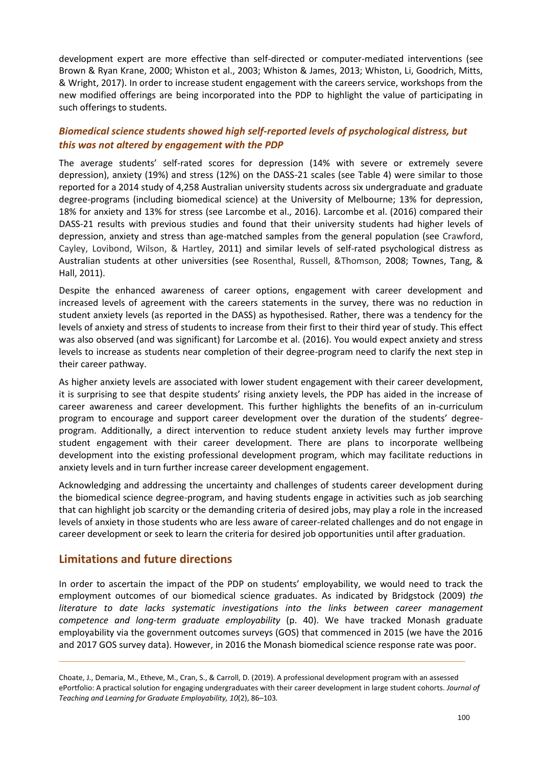development expert are more effective than self-directed or computer-mediated interventions (see Brown & Ryan Krane, 2000; Whiston et al., 2003; Whiston & James, 2013; Whiston, Li, Goodrich, Mitts, & Wright, 2017). In order to increase student engagement with the careers service, workshops from the new modified offerings are being incorporated into the PDP to highlight the value of participating in such offerings to students.

### *Biomedical science students showed high self-reported levels of psychological distress, but this was not altered by engagement with the PDP*

The average students' self-rated scores for depression (14% with severe or extremely severe depression), anxiety (19%) and stress (12%) on the DASS-21 scales (see Table 4) were similar to those reported for a 2014 study of 4,258 Australian university students across six undergraduate and graduate degree-programs (including biomedical science) at the University of Melbourne; 13% for depression, 18% for anxiety and 13% for stress (see Larcombe et al., 2016). Larcombe et al. (2016) compared their DASS-21 results with previous studies and found that their university students had higher levels of depression, anxiety and stress than age-matched samples from the general population (see Crawford, Cayley, Lovibond, Wilson, & Hartley, 2011) and similar levels of self-rated psychological distress as Australian students at other universities (see Rosenthal, Russell, &Thomson, 2008; Townes, Tang, & Hall, 2011).

Despite the enhanced awareness of career options, engagement with career development and increased levels of agreement with the careers statements in the survey, there was no reduction in student anxiety levels (as reported in the DASS) as hypothesised. Rather, there was a tendency for the levels of anxiety and stress of students to increase from their first to their third year of study. This effect was also observed (and was significant) for Larcombe et al. (2016). You would expect anxiety and stress levels to increase as students near completion of their degree-program need to clarify the next step in their career pathway.

As higher anxiety levels are associated with lower student engagement with their career development, it is surprising to see that despite students' rising anxiety levels, the PDP has aided in the increase of career awareness and career development. This further highlights the benefits of an in-curriculum program to encourage and support career development over the duration of the students' degree-program. Additionally, a direct intervention to reduce student anxiety levels may further improve student engagement with their career development. There are plans to incorporate wellbeing development into the existing professional development program, which may facilitate reductions in anxiety levels and in turn further increase career development engagement.

Acknowledging and addressing the uncertainty and challenges of students career development during the biomedical science degree-program, and having students engage in activities such as job searching that can highlight job scarcity or the demanding criteria of desired jobs, may play a role in the increased levels of anxiety in those students who are less aware of career-related challenges and do not engage in career development or seek to learn the criteria for desired job opportunities until after graduation.

## Limitations and future directions

In order to ascertain the impact of the PDP on students' employability, we would need to track the employment outcomes of our biomedical science graduates. As indicated by Bridgstock (2009) *the literature to date lacks systematic investigations into the links between career management competence and long-term graduate employability* (p. 40). We have tracked Monash graduate employability via the government outcomes surveys (GOS) that commenced in 2015 (we have the 2016 and 2017 GOS survey data). However, in 2016 the Monash biomedical science response rate was poor.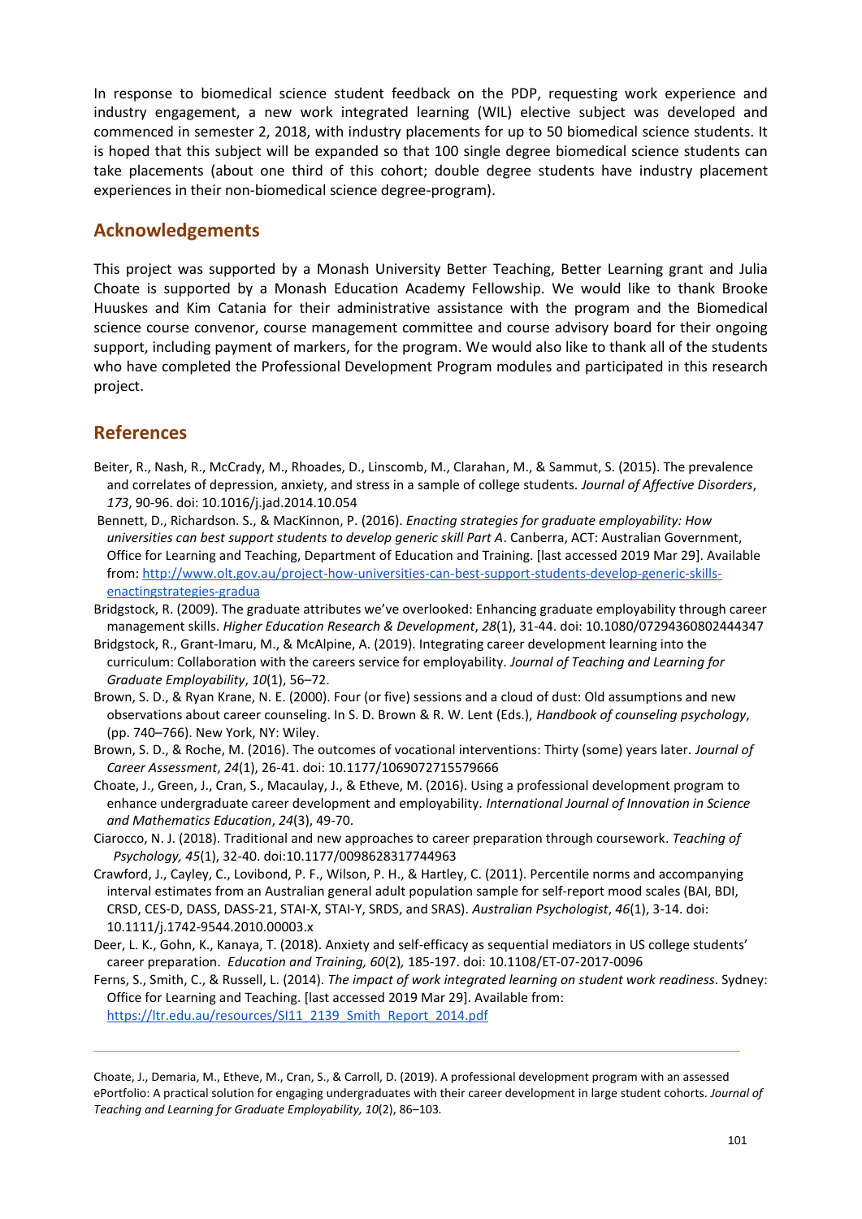In response to biomedical science student feedback on the PDP, requesting work experience and industry engagement, a new work integrated learning (WIL) elective subject was developed and commenced in semester 2, 2018, with industry placements for up to 50 biomedical science students. It is hoped that this subject will be expanded so that 100 single degree biomedical science students can take placements (about one third of this cohort; double degree students have industry placement experiences in their non-biomedical science degree-program).

## Acknowledgements

This project was supported by a Monash University Better Teaching, Better Learning grant and Julia Choate is supported by a Monash Education Academy Fellowship. We would like to thank Brooke Huuskes and Kim Catania for their administrative assistance with the program and the Biomedical science course convenor, course management committee and course advisory board for their ongoing support, including payment of markers, for the program. We would also like to thank all of the students who have completed the Professional Development Program modules and participated in this research project.

## References

Beiter, R., Nash, R., McCrady, M., Rhoades, D., Linscomb, M., Clarahan, M., & Sammut, S. (2015). The prevalence and correlates of depression, anxiety, and stress in a sample of college students. *Journal of Affective Disorders*, *173*, 90-96. doi: 10.1016/j.jad.2014.10.054

Bennett, D., Richardson. S., & MacKinnon, P. (2016). *Enacting strategies for graduate employability: How universities can best support students to develop generic skill Part A*. Canberra, ACT: Australian Government, Office for Learning and Teaching, Department of Education and Training. [last accessed 2019 Mar 29]. Available from: http://www.olt.gov.au/project-how-universities-can-best-support-students-develop-generic-skills-enactingstrategies-gradua

Bridgstock, R. (2009). The graduate attributes we've overlooked: Enhancing graduate employability through career management skills. *Higher Education Research & Development*, *28*(1), 31-44. doi: 10.1080/07294360802444347

Bridgstock, R., Grant-Imaru, M., & McAlpine, A. (2019). Integrating career development learning into the curriculum: Collaboration with the careers service for employability. *Journal of Teaching and Learning for Graduate Employability*, *10*(1), 56–72.

Brown, S. D., & Ryan Krane, N. E. (2000). Four (or five) sessions and a cloud of dust: Old assumptions and new observations about career counseling. In S. D. Brown & R. W. Lent (Eds.), *Handbook of counseling psychology*, (pp. 740–766). New York, NY: Wiley.

Brown, S. D., & Roche, M. (2016). The outcomes of vocational interventions: Thirty (some) years later. *Journal of Career Assessment*, *24*(1), 26-41. doi: 10.1177/1069072715579666

Choate, J., Green, J., Cran, S., Macaulay, J., & Etheve, M. (2016). Using a professional development program to enhance undergraduate career development and employability. *International Journal of Innovation in Science and Mathematics Education*, *24*(3), 49-70.

Ciarocco, N. J. (2018). Traditional and new approaches to career preparation through coursework. *Teaching of Psychology, 45*(1), 32-40. doi:10.1177/0098628317744963

Crawford, J., Cayley, C., Lovibond, P. F., Wilson, P. H., & Hartley, C. (2011). Percentile norms and accompanying interval estimates from an Australian general adult population sample for self-report mood scales (BAI, BDI, CRSD, CES-D, DASS, DASS-21, STAI-X, STAI-Y, SRDS, and SRAS). *Australian Psychologist*, *46*(1), 3-14. doi: 10.1111/j.1742-9544.2010.00003.x

Deer, L. K., Gohn, K., Kanaya, T. (2018). Anxiety and self-efficacy as sequential mediators in US college students' career preparation. *Education and Training, 60*(2)*,* 185-197. doi: 10.1108/ET-07-2017-0096

Ferns, S., Smith, C., & Russell, L. (2014). *The impact of work integrated learning on student work readiness*. Sydney: Office for Learning and Teaching. [last accessed 2019 Mar 29]. Available from: https://ltr.edu.au/resources/SI11_2139_Smith_Report_2014.pdf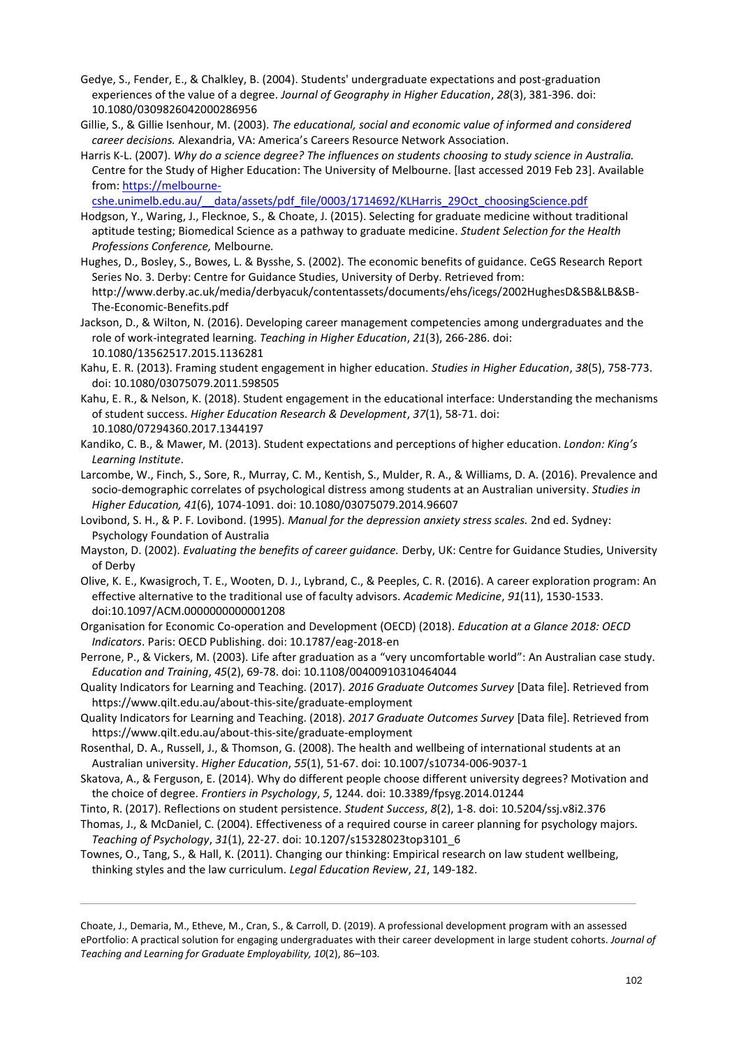Gedye, S., Fender, E., & Chalkley, B. (2004). Students' undergraduate expectations and post-graduation experiences of the value of a degree. *Journal of Geography in Higher Education*, *28*(3), 381-396. doi: 10.1080/0309826042000286956

Gillie, S., & Gillie Isenhour, M. (2003). *The educational, social and economic value of informed and considered career decisions.* Alexandria, VA: America's Careers Resource Network Association.

Harris K-L. (2007). *Why do a science degree? The influences on students choosing to study science in Australia.* Centre for the Study of Higher Education: The University of Melbourne. [last accessed 2019 Feb 23]. Available from: [https://melbourne-cshe.unimelb.edu.au/__data/assets/pdf_file/0003/1714692/KLHarris_29Oct_choosingScience.pdf](https://melbourne-cshe.unimelb.edu.au/__data/assets/pdf_file/0003/1714692/KLHarris_29Oct_choosingScience.pdf)

Hodgson, Y., Waring, J., Flecknoe, S., & Choate, J. (2015). Selecting for graduate medicine without traditional aptitude testing; Biomedical Science as a pathway to graduate medicine. *Student Selection for the Health Professions Conference,* Melbourne*.*

Hughes, D., Bosley, S., Bowes, L. & Bysshe, S. (2002). The economic benefits of guidance. CeGS Research Report Series No. 3. Derby: Centre for Guidance Studies, University of Derby. Retrieved from: http://www.derby.ac.uk/media/derbyacuk/contentassets/documents/ehs/icegs/2002HughesD&SB&LB&SB-The-Economic-Benefits.pdf

Jackson, D., & Wilton, N. (2016). Developing career management competencies among undergraduates and the role of work-integrated learning. *Teaching in Higher Education*, *21*(3), 266-286. doi: 10.1080/13562517.2015.1136281

Kahu, E. R. (2013). Framing student engagement in higher education. *Studies in Higher Education*, *38*(5), 758-773. doi: 10.1080/03075079.2011.598505

Kahu, E. R., & Nelson, K. (2018). Student engagement in the educational interface: Understanding the mechanisms of student success. *Higher Education Research & Development*, *37*(1), 58-71. doi: 10.1080/07294360.2017.1344197

Kandiko, C. B., & Mawer, M. (2013). Student expectations and perceptions of higher education. *London: King's Learning Institute*.

Larcombe, W., Finch, S., Sore, R., Murray, C. M., Kentish, S., Mulder, R. A., & Williams, D. A. (2016). Prevalence and socio-demographic correlates of psychological distress among students at an Australian university. *Studies in Higher Education, 41*(6), 1074-1091. doi: 10.1080/03075079.2014.96607

Lovibond, S. H., & P. F. Lovibond. (1995). *Manual for the depression anxiety stress scales.* 2nd ed. Sydney: Psychology Foundation of Australia

Mayston, D. (2002). *Evaluating the benefits of career guidance.* Derby, UK: Centre for Guidance Studies, University of Derby

Olive, K. E., Kwasigroch, T. E., Wooten, D. J., Lybrand, C., & Peeples, C. R. (2016). A career exploration program: An effective alternative to the traditional use of faculty advisors. *Academic Medicine*, *91*(11), 1530-1533. doi:10.1097/ACM.0000000000001208

Organisation for Economic Co-operation and Development (OECD) (2018). *Education at a Glance 2018: OECD Indicators*. Paris: OECD Publishing. doi: 10.1787/eag-2018-en

Perrone, P., & Vickers, M. (2003). Life after graduation as a "very uncomfortable world": An Australian case study. *Education and Training*, *45*(2), 69-78. doi: 10.1108/00400910310464044

Quality Indicators for Learning and Teaching. (2017). *2016 Graduate Outcomes Survey* [Data file]. Retrieved from https://www.qilt.edu.au/about-this-site/graduate-employment

Quality Indicators for Learning and Teaching. (2018). *2017 Graduate Outcomes Survey* [Data file]. Retrieved from https://www.qilt.edu.au/about-this-site/graduate-employment

Rosenthal, D. A., Russell, J., & Thomson, G. (2008). The health and wellbeing of international students at an Australian university. *Higher Education*, *55*(1), 51-67. doi: 10.1007/s10734-006-9037-1

Skatova, A., & Ferguson, E. (2014). Why do different people choose different university degrees? Motivation and the choice of degree. *Frontiers in Psychology*, *5*, 1244. doi: 10.3389/fpsyg.2014.01244

Tinto, R. (2017). Reflections on student persistence. *Student Success*, *8*(2), 1-8. doi: 10.5204/ssj.v8i2.376

Thomas, J., & McDaniel, C. (2004). Effectiveness of a required course in career planning for psychology majors. *Teaching of Psychology*, *31*(1), 22-27. doi: 10.1207/s15328023top3101_6

Townes, O., Tang, S., & Hall, K. (2011). Changing our thinking: Empirical research on law student wellbeing, thinking styles and the law curriculum. *Legal Education Review*, *21*, 149-182.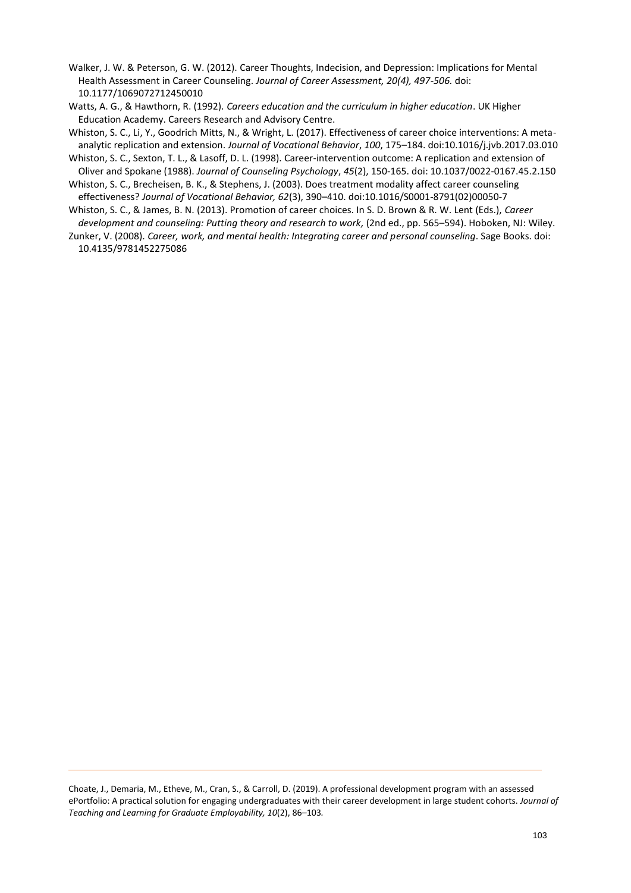Walker, J. W. & Peterson, G. W. (2012). Career Thoughts, Indecision, and Depression: Implications for Mental Health Assessment in Career Counseling. *Journal of Career Assessment, 20(4), 497-506.* doi: 10.1177/1069072712450010

Watts, A. G., & Hawthorn, R. (1992). *Careers education and the curriculum in higher education*. UK Higher Education Academy. Careers Research and Advisory Centre.

Whiston, S. C., Li, Y., Goodrich Mitts, N., & Wright, L. (2017). Effectiveness of career choice interventions: A meta-analytic replication and extension. *Journal of Vocational Behavior*, *100*, 175–184. doi:10.1016/j.jvb.2017.03.010

Whiston, S. C., Sexton, T. L., & Lasoff, D. L. (1998). Career-intervention outcome: A replication and extension of Oliver and Spokane (1988). *Journal of Counseling Psychology*, *45*(2), 150-165. doi: 10.1037/0022-0167.45.2.150

Whiston, S. C., Brecheisen, B. K., & Stephens, J. (2003). Does treatment modality affect career counseling effectiveness? *Journal of Vocational Behavior, 62*(3), 390–410. doi:10.1016/S0001-8791(02)00050-7

Whiston, S. C., & James, B. N. (2013). Promotion of career choices. In S. D. Brown & R. W. Lent (Eds.), *Career development and counseling: Putting theory and research to work,* (2nd ed., pp. 565–594). Hoboken, NJ: Wiley.

Zunker, V. (2008). *Career, work, and mental health: Integrating career and personal counseling*. Sage Books. doi: 10.4135/9781452275086